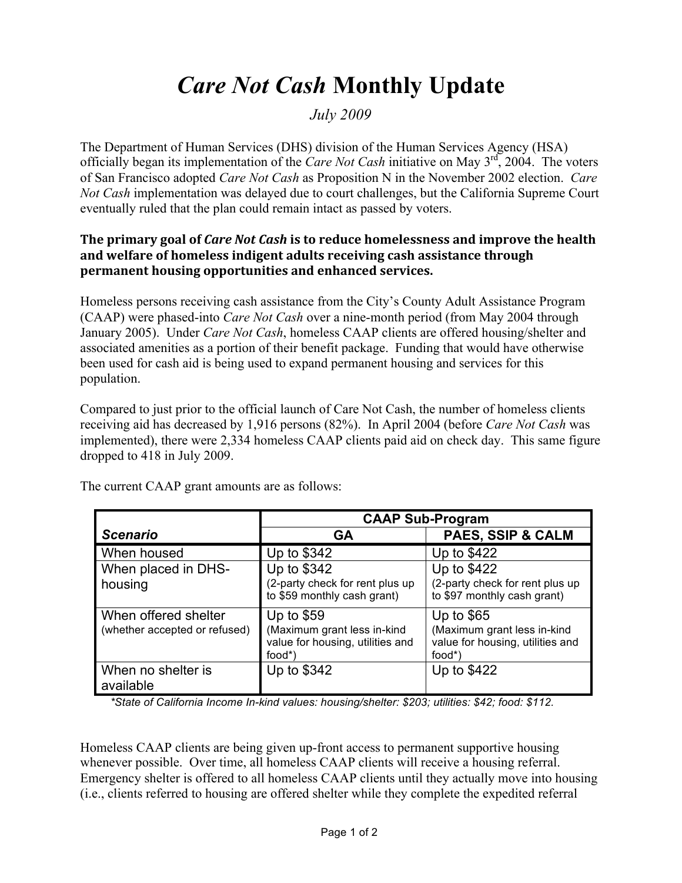# *Care Not Cash* Monthly Update

*July 2009*

The Department of Human Services (DHS) division of the Human Services Agency (HSA) officially began its implementation of the *Care Not Cash* initiative on May 3rd, 2004. The voters of San Francisco adopted *Care Not Cash* as Proposition N in the November 2002 election. *Care Not Cash* implementation was delayed due to court challenges, but the California Supreme Court eventually ruled that the plan could remain intact as passed by voters.

**The primary goal of *Care Not Cash* is to reduce homelessness and improve the health and welfare of homeless indigent adults receiving cash assistance through permanent housing opportunities and enhanced services.**

Homeless persons receiving cash assistance from the City's County Adult Assistance Program (CAAP) were phased-into *Care Not Cash* over a nine-month period (from May 2004 through January 2005). Under *Care Not Cash*, homeless CAAP clients are offered housing/shelter and associated amenities as a portion of their benefit package. Funding that would have otherwise been used for cash aid is being used to expand permanent housing and services for this population.

Compared to just prior to the official launch of Care Not Cash, the number of homeless clients receiving aid has decreased by 1,916 persons (82%). In April 2004 (before *Care Not Cash* was implemented), there were 2,334 homeless CAAP clients paid aid on check day. This same figure dropped to 418 in July 2009.

The current CAAP grant amounts are as follows:

| | **CAAP Sub-Program** | |
|---|---|---|
| ***Scenario*** | **GA** | **PAES, SSIP & CALM** |
| When housed | Up to $342 | Up to $422 |
| When placed in DHS-housing | Up to $342 (2-party check for rent plus up to $59 monthly cash grant) | Up to $422 (2-party check for rent plus up to $97 monthly cash grant) |
| When offered shelter (whether accepted or refused) | Up to $59 (Maximum grant less in-kind value for housing, utilities and food*) | Up to $65 (Maximum grant less in-kind value for housing, utilities and food*) |
| When no shelter is available | Up to $342 | Up to $422 |

*\*State of California Income In-kind values: housing/shelter: $203; utilities: $42; food: $112.*

Homeless CAAP clients are being given up-front access to permanent supportive housing whenever possible. Over time, all homeless CAAP clients will receive a housing referral. Emergency shelter is offered to all homeless CAAP clients until they actually move into housing (i.e., clients referred to housing are offered shelter while they complete the expedited referral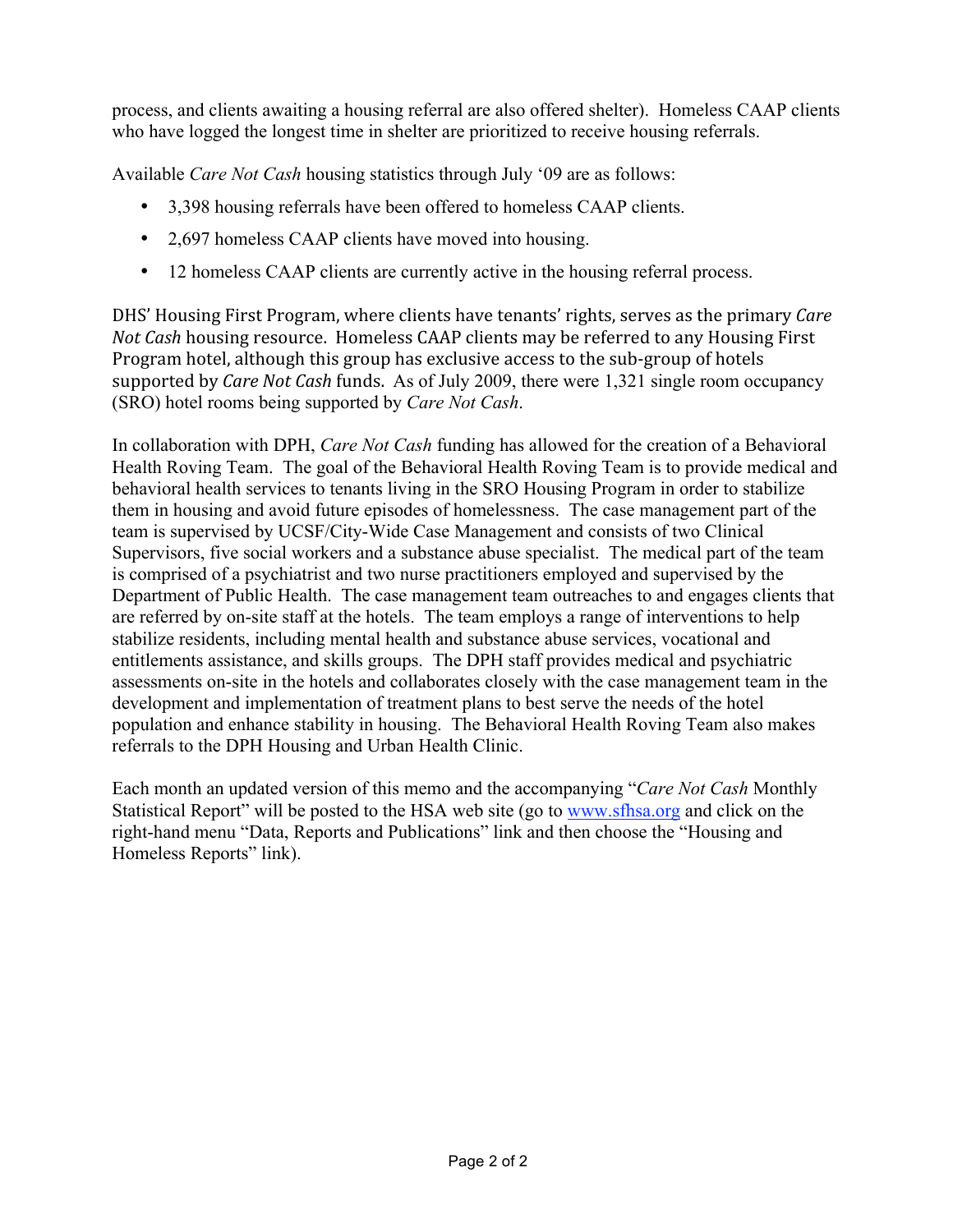process, and clients awaiting a housing referral are also offered shelter). Homeless CAAP clients who have logged the longest time in shelter are prioritized to receive housing referrals.

Available *Care Not Cash* housing statistics through July '09 are as follows:

- 3,398 housing referrals have been offered to homeless CAAP clients.
- 2,697 homeless CAAP clients have moved into housing.
- 12 homeless CAAP clients are currently active in the housing referral process.

DHS' Housing First Program, where clients have tenants' rights, serves as the primary *Care Not Cash* housing resource. Homeless CAAP clients may be referred to any Housing First Program hotel, although this group has exclusive access to the sub-group of hotels supported by *Care Not Cash* funds. As of July 2009, there were 1,321 single room occupancy (SRO) hotel rooms being supported by *Care Not Cash*.

In collaboration with DPH, *Care Not Cash* funding has allowed for the creation of a Behavioral Health Roving Team. The goal of the Behavioral Health Roving Team is to provide medical and behavioral health services to tenants living in the SRO Housing Program in order to stabilize them in housing and avoid future episodes of homelessness. The case management part of the team is supervised by UCSF/City-Wide Case Management and consists of two Clinical Supervisors, five social workers and a substance abuse specialist. The medical part of the team is comprised of a psychiatrist and two nurse practitioners employed and supervised by the Department of Public Health. The case management team outreaches to and engages clients that are referred by on-site staff at the hotels. The team employs a range of interventions to help stabilize residents, including mental health and substance abuse services, vocational and entitlements assistance, and skills groups. The DPH staff provides medical and psychiatric assessments on-site in the hotels and collaborates closely with the case management team in the development and implementation of treatment plans to best serve the needs of the hotel population and enhance stability in housing. The Behavioral Health Roving Team also makes referrals to the DPH Housing and Urban Health Clinic.

Each month an updated version of this memo and the accompanying "*Care Not Cash* Monthly Statistical Report" will be posted to the HSA web site (go to www.sfhsa.org and click on the right-hand menu "Data, Reports and Publications" link and then choose the "Housing and Homeless Reports" link).